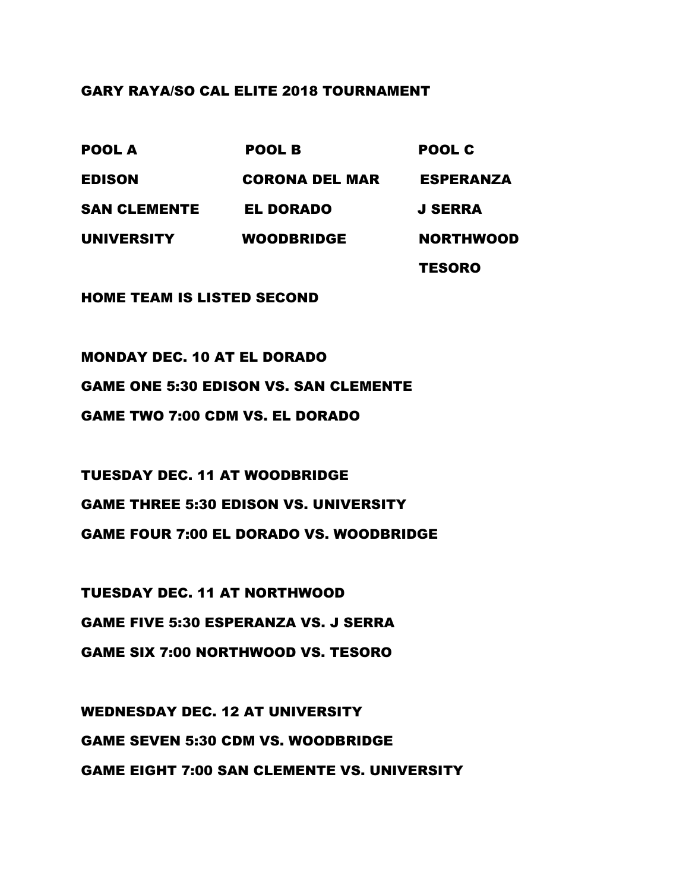# GARY RAYA/SO CAL ELITE 2018 TOURNAMENT

| POOL A | POOL B | POOL C |
|---|---|---|
| EDISON | CORONA DEL MAR | ESPERANZA |
| SAN CLEMENTE | EL DORADO | J SERRA |
| UNIVERSITY | WOODBRIDGE | NORTHWOOD |
| | | TESORO |

**HOME TEAM IS LISTED SECOND**

**MONDAY DEC. 10 AT EL DORADO**

GAME ONE 5:30 EDISON VS. SAN CLEMENTE

GAME TWO 7:00 CDM VS. EL DORADO

**TUESDAY DEC. 11 AT WOODBRIDGE**

GAME THREE 5:30 EDISON VS. UNIVERSITY

GAME FOUR 7:00 EL DORADO VS. WOODBRIDGE

**TUESDAY DEC. 11 AT NORTHWOOD**

GAME FIVE 5:30 ESPERANZA VS. J SERRA

GAME SIX 7:00 NORTHWOOD VS. TESORO

**WEDNESDAY DEC. 12 AT UNIVERSITY**

GAME SEVEN 5:30 CDM VS. WOODBRIDGE

GAME EIGHT 7:00 SAN CLEMENTE VS. UNIVERSITY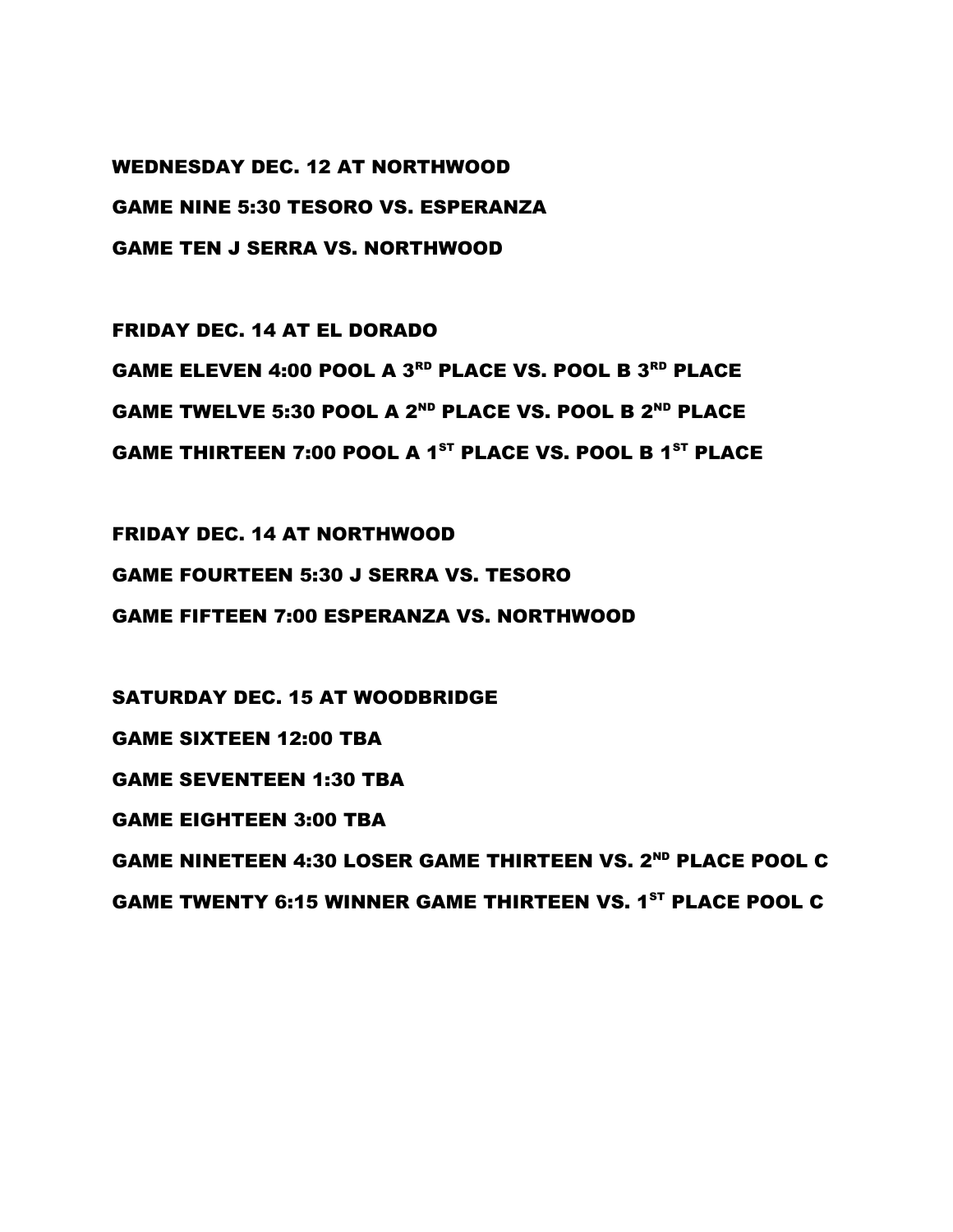**WEDNESDAY DEC. 12 AT NORTHWOOD**

**GAME NINE 5:30 TESORO VS. ESPERANZA**

**GAME TEN J SERRA VS. NORTHWOOD**

**FRIDAY DEC. 14 AT EL DORADO**

**GAME ELEVEN 4:00 POOL A 3RD PLACE VS. POOL B 3RD PLACE**

**GAME TWELVE 5:30 POOL A 2ND PLACE VS. POOL B 2ND PLACE**

**GAME THIRTEEN 7:00 POOL A 1ST PLACE VS. POOL B 1ST PLACE**

**FRIDAY DEC. 14 AT NORTHWOOD**

**GAME FOURTEEN 5:30 J SERRA VS. TESORO**

**GAME FIFTEEN 7:00 ESPERANZA VS. NORTHWOOD**

**SATURDAY DEC. 15 AT WOODBRIDGE**

**GAME SIXTEEN 12:00 TBA**

**GAME SEVENTEEN 1:30 TBA**

**GAME EIGHTEEN 3:00 TBA**

**GAME NINETEEN 4:30 LOSER GAME THIRTEEN VS. 2ND PLACE POOL C**

**GAME TWENTY 6:15 WINNER GAME THIRTEEN VS. 1ST PLACE POOL C**